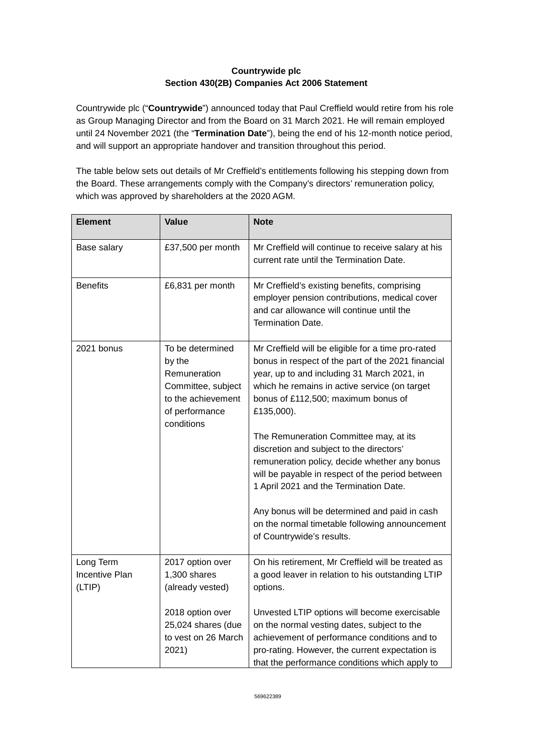**Countrywide plc**
**Section 430(2B) Companies Act 2006 Statement**

Countrywide plc ("**Countrywide**") announced today that Paul Creffield would retire from his role as Group Managing Director and from the Board on 31 March 2021. He will remain employed until 24 November 2021 (the "**Termination Date**"), being the end of his 12-month notice period, and will support an appropriate handover and transition throughout this period.

The table below sets out details of Mr Creffield's entitlements following his stepping down from the Board. These arrangements comply with the Company's directors' remuneration policy, which was approved by shareholders at the 2020 AGM.

| Element | Value | Note |
| --- | --- | --- |
| Base salary | £37,500 per month | Mr Creffield will continue to receive salary at his current rate until the Termination Date. |
| Benefits | £6,831 per month | Mr Creffield's existing benefits, comprising employer pension contributions, medical cover and car allowance will continue until the Termination Date. |
| 2021 bonus | To be determined by the Remuneration Committee, subject to the achievement of performance conditions | Mr Creffield will be eligible for a time pro-rated bonus in respect of the part of the 2021 financial year, up to and including 31 March 2021, in which he remains in active service (on target bonus of £112,500; maximum bonus of £135,000).<br><br>The Remuneration Committee may, at its discretion and subject to the directors' remuneration policy, decide whether any bonus will be payable in respect of the period between 1 April 2021 and the Termination Date.<br><br>Any bonus will be determined and paid in cash on the normal timetable following announcement of Countrywide's results. |
| Long Term Incentive Plan (LTIP) | 2017 option over 1,300 shares (already vested)<br><br>2018 option over 25,024 shares (due to vest on 26 March 2021) | On his retirement, Mr Creffield will be treated as a good leaver in relation to his outstanding LTIP options.<br><br>Unvested LTIP options will become exercisable on the normal vesting dates, subject to the achievement of performance conditions and to pro-rating. However, the current expectation is that the performance conditions which apply to |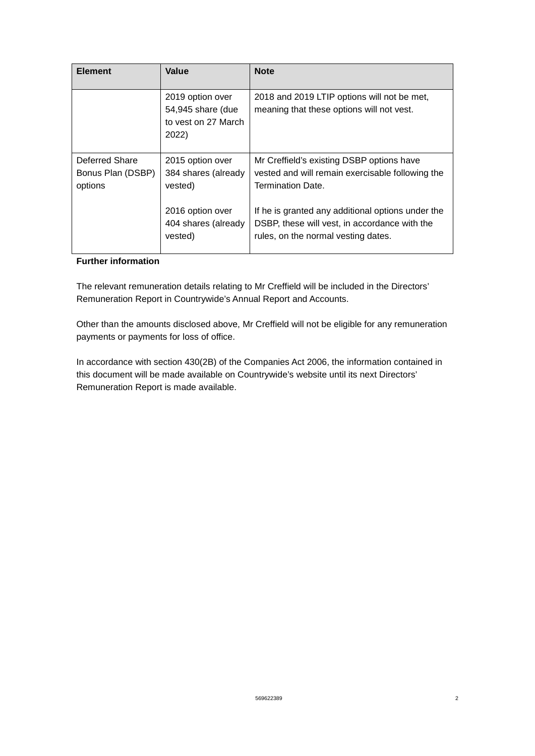| Element | Value | Note |
|---|---|---|
| | 2019 option over 54,945 share (due to vest on 27 March 2022) | 2018 and 2019 LTIP options will not be met, meaning that these options will not vest. |
| Deferred Share Bonus Plan (DSBP) options | 2015 option over 384 shares (already vested)<br><br>2016 option over 404 shares (already vested) | Mr Creffield's existing DSBP options have vested and will remain exercisable following the Termination Date.<br><br>If he is granted any additional options under the DSBP, these will vest, in accordance with the rules, on the normal vesting dates. |

**Further information**

The relevant remuneration details relating to Mr Creffield will be included in the Directors' Remuneration Report in Countrywide's Annual Report and Accounts.

Other than the amounts disclosed above, Mr Creffield will not be eligible for any remuneration payments or payments for loss of office.

In accordance with section 430(2B) of the Companies Act 2006, the information contained in this document will be made available on Countrywide's website until its next Directors' Remuneration Report is made available.

569622389